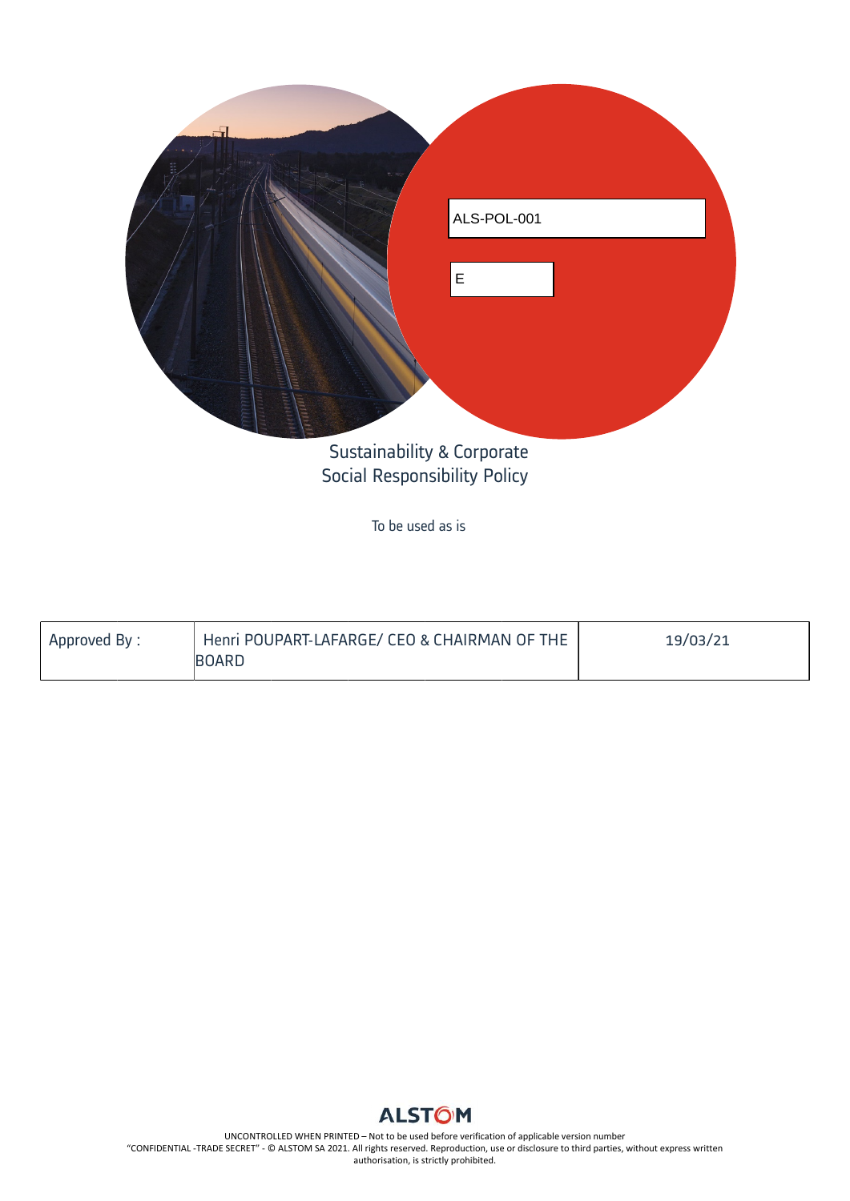ALS-POL-001

E

# Sustainability & Corporate Social Responsibility Policy

To be used as is

| Approved By : | Henri POUPART-LAFARGE/ CEO & CHAIRMAN OF THE BOARD | 19/03/21 |
|---|---|---|

ALSTOM

UNCONTROLLED WHEN PRINTED – Not to be used before verification of applicable version number
"CONFIDENTIAL -TRADE SECRET" - © ALSTOM SA 2021. All rights reserved. Reproduction, use or disclosure to third parties, without express written authorisation, is strictly prohibited.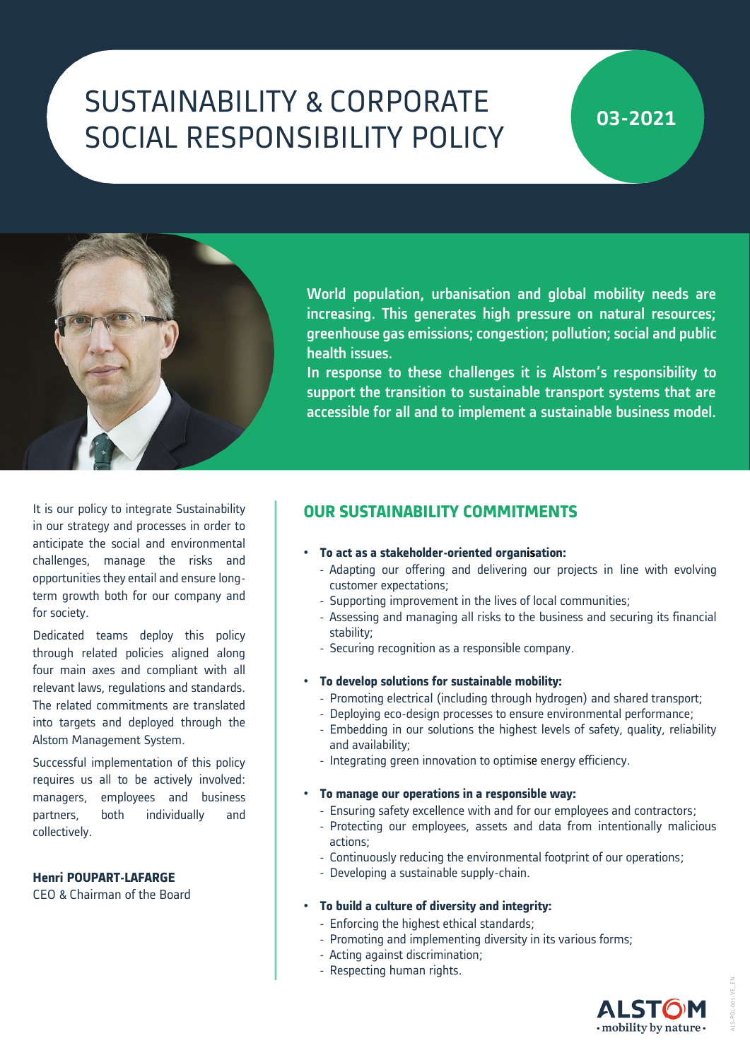# SUSTAINABILITY & CORPORATE SOCIAL RESPONSIBILITY POLICY

**03-2021**

**World population, urbanisation and global mobility needs are increasing. This generates high pressure on natural resources; greenhouse gas emissions; congestion; pollution; social and public health issues.**

**In response to these challenges it is Alstom's responsibility to support the transition to sustainable transport systems that are accessible for all and to implement a sustainable business model.**

It is our policy to integrate Sustainability in our strategy and processes in order to anticipate the social and environmental challenges, manage the risks and opportunities they entail and ensure long-term growth both for our company and for society.

Dedicated teams deploy this policy through related policies aligned along four main axes and compliant with all relevant laws, regulations and standards. The related commitments are translated into targets and deployed through the Alstom Management System.

Successful implementation of this policy requires us all to be actively involved: managers, employees and business partners, both individually and collectively.

**Henri POUPART-LAFARGE**
CEO & Chairman of the Board

## OUR SUSTAINABILITY COMMITMENTS

- **To act as a stakeholder-oriented organisation:**
  - Adapting our offering and delivering our projects in line with evolving customer expectations;
  - Supporting improvement in the lives of local communities;
  - Assessing and managing all risks to the business and securing its financial stability;
  - Securing recognition as a responsible company.

- **To develop solutions for sustainable mobility:**
  - Promoting electrical (including through hydrogen) and shared transport;
  - Deploying eco-design processes to ensure environmental performance;
  - Embedding in our solutions the highest levels of safety, quality, reliability and availability;
  - Integrating green innovation to optimise energy efficiency.

- **To manage our operations in a responsible way:**
  - Ensuring safety excellence with and for our employees and contractors;
  - Protecting our employees, assets and data from intentionally malicious actions;
  - Continuously reducing the environmental footprint of our operations;
  - Developing a sustainable supply-chain.

- **To build a culture of diversity and integrity:**
  - Enforcing the highest ethical standards;
  - Promoting and implementing diversity in its various forms;
  - Acting against discrimination;
  - Respecting human rights.

ALSTOM
• mobility by nature •

ALS-POL-001-V1_EN